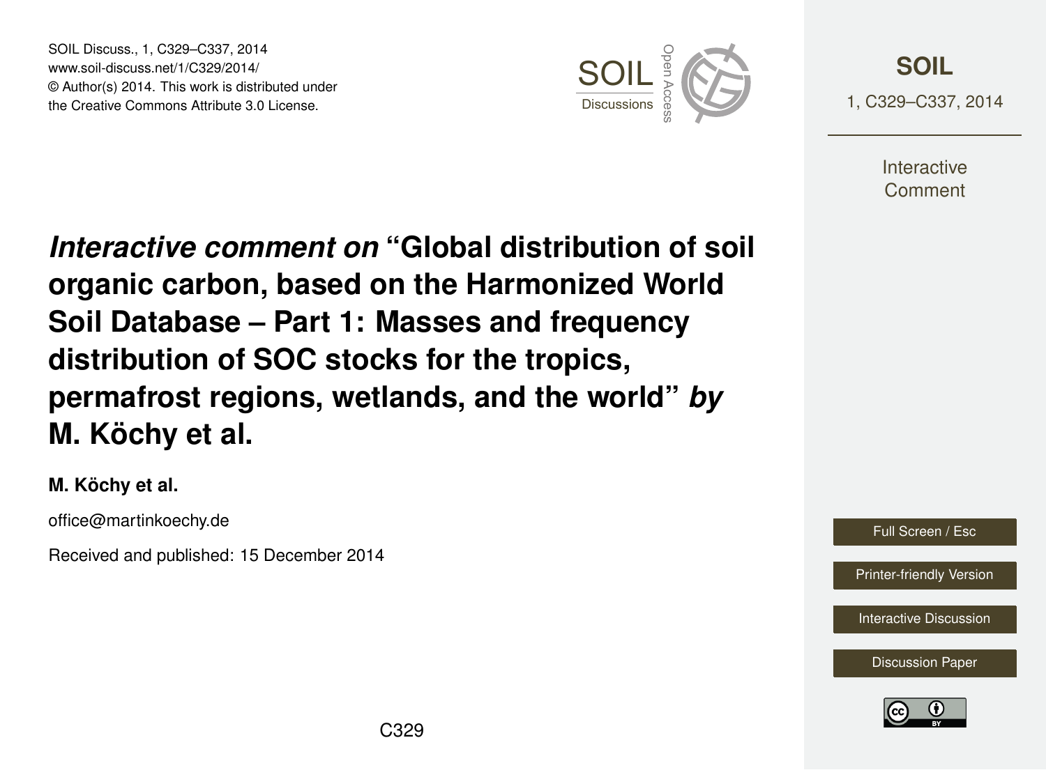# *Interactive comment on* “Global distribution of soil organic carbon, based on the Harmonized World Soil Database – Part 1: Masses and frequency distribution of SOC stocks for the tropics, permafrost regions, wetlands, and the world” *by* M. Köchy et al.

**M. Köchy et al.**

office@martinkoechy.de

Received and published: 15 December 2014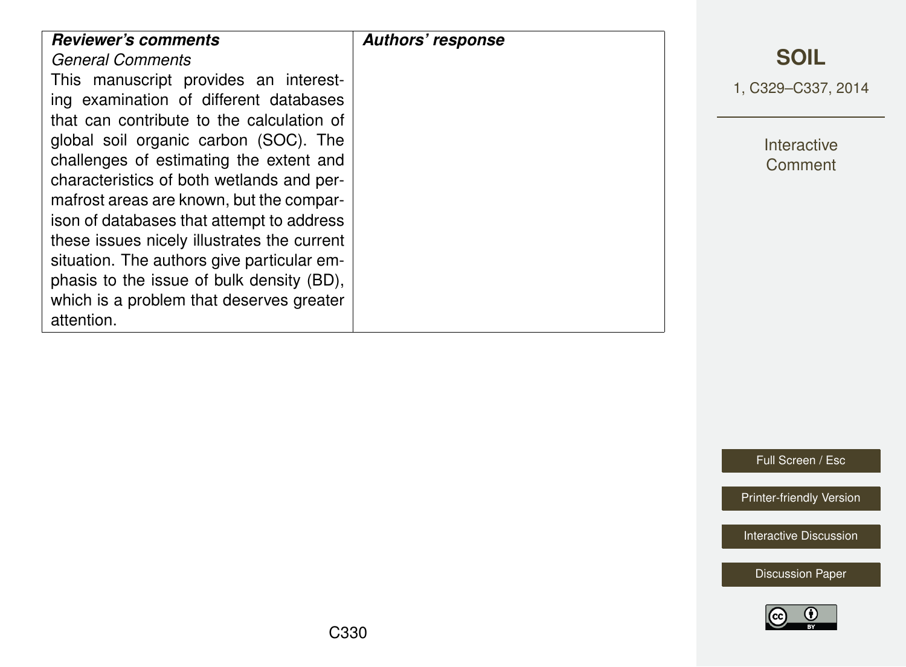| ***Reviewer's comments*** | ***Authors' response*** |
|---|---|
| *General Comments*<br>This manuscript provides an interesting examination of different databases that can contribute to the calculation of global soil organic carbon (SOC). The challenges of estimating the extent and characteristics of both wetlands and permafrost areas are known, but the comparison of databases that attempt to address these issues nicely illustrates the current situation. The authors give particular emphasis to the issue of bulk density (BD), which is a problem that deserves greater attention. | |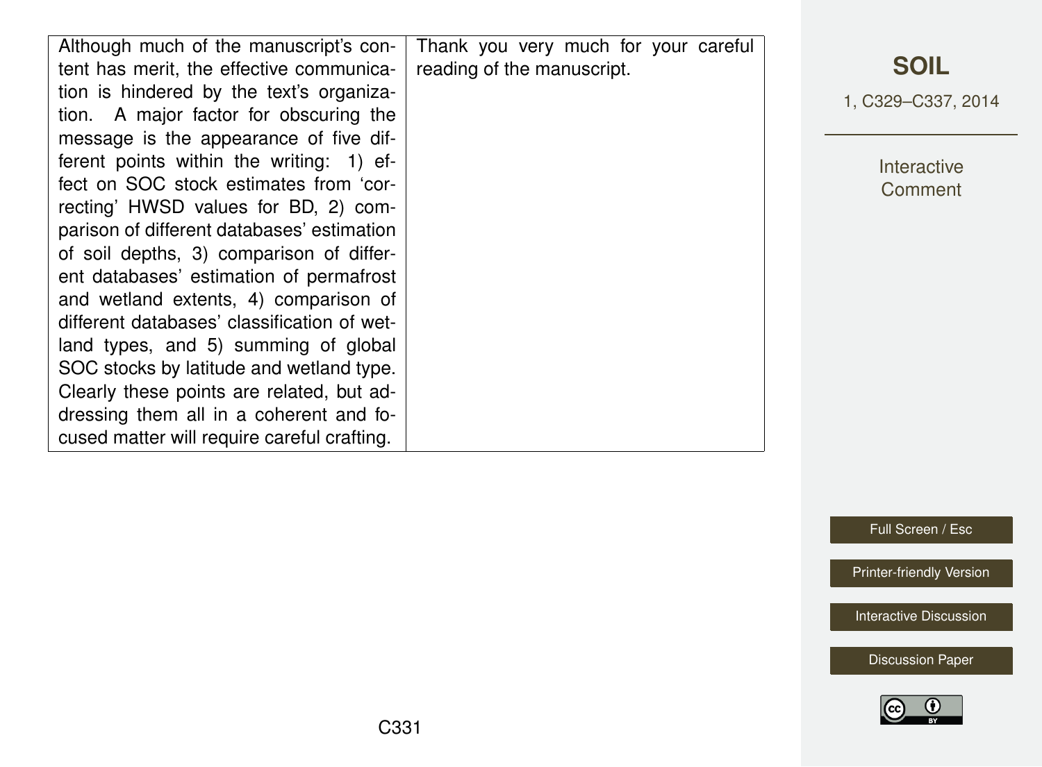| | |
|---|---|
| Although much of the manuscript's content has merit, the effective communication is hindered by the text's organization. A major factor for obscuring the message is the appearance of five different points within the writing: 1) effect on SOC stock estimates from 'correcting' HWSD values for BD, 2) comparison of different databases' estimation of soil depths, 3) comparison of different databases' estimation of permafrost and wetland extents, 4) comparison of different databases' classification of wetland types, and 5) summing of global SOC stocks by latitude and wetland type. Clearly these points are related, but addressing them all in a coherent and focused matter will require careful crafting. | Thank you very much for your careful reading of the manuscript. |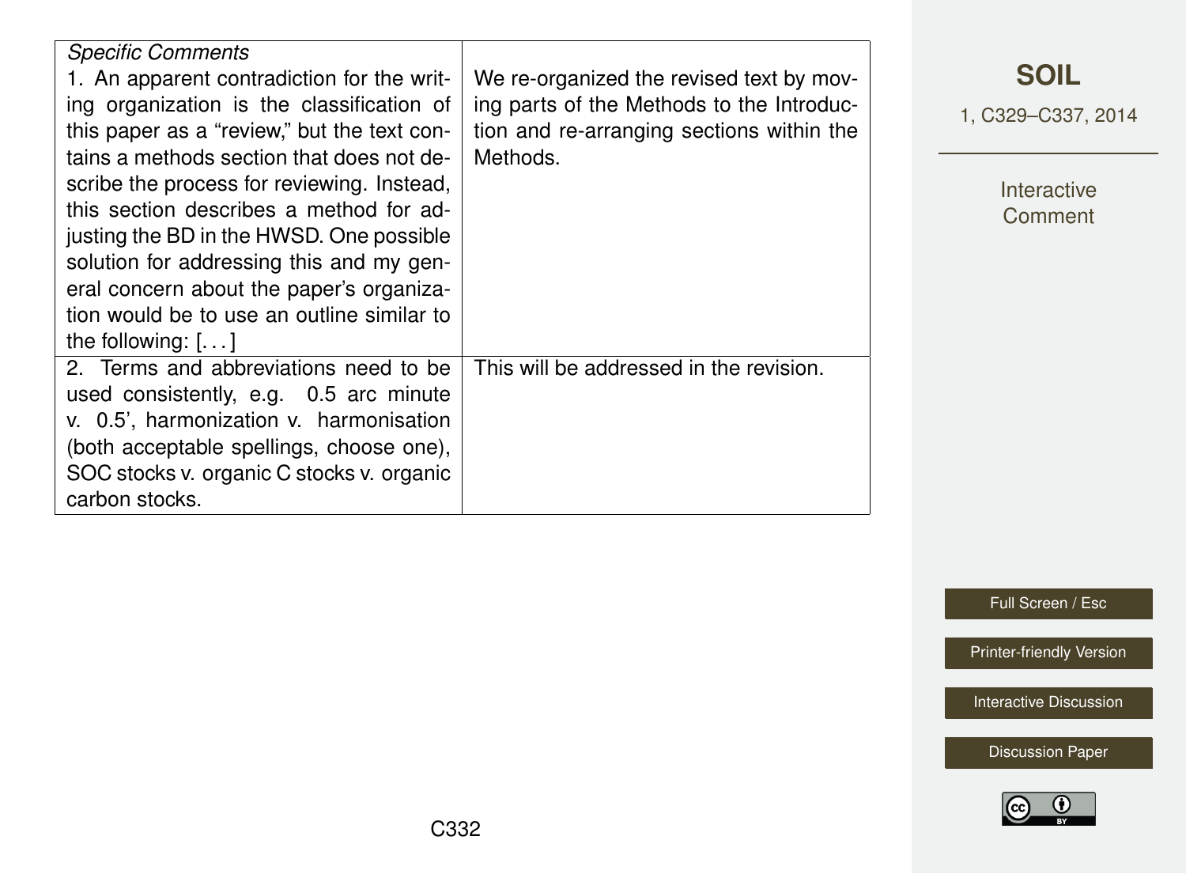| *Specific Comments* | |
|---|---|
| 1. An apparent contradiction for the writing organization is the classification of this paper as a "review," but the text contains a methods section that does not describe the process for reviewing. Instead, this section describes a method for adjusting the BD in the HWSD. One possible solution for addressing this and my general concern about the paper's organization would be to use an outline similar to the following: [. . . ] | We re-organized the revised text by moving parts of the Methods to the Introduction and re-arranging sections within the Methods. |
| 2. Terms and abbreviations need to be used consistently, e.g. 0.5 arc minute v. 0.5', harmonization v. harmonisation (both acceptable spellings, choose one), SOC stocks v. organic C stocks v. organic carbon stocks. | This will be addressed in the revision. |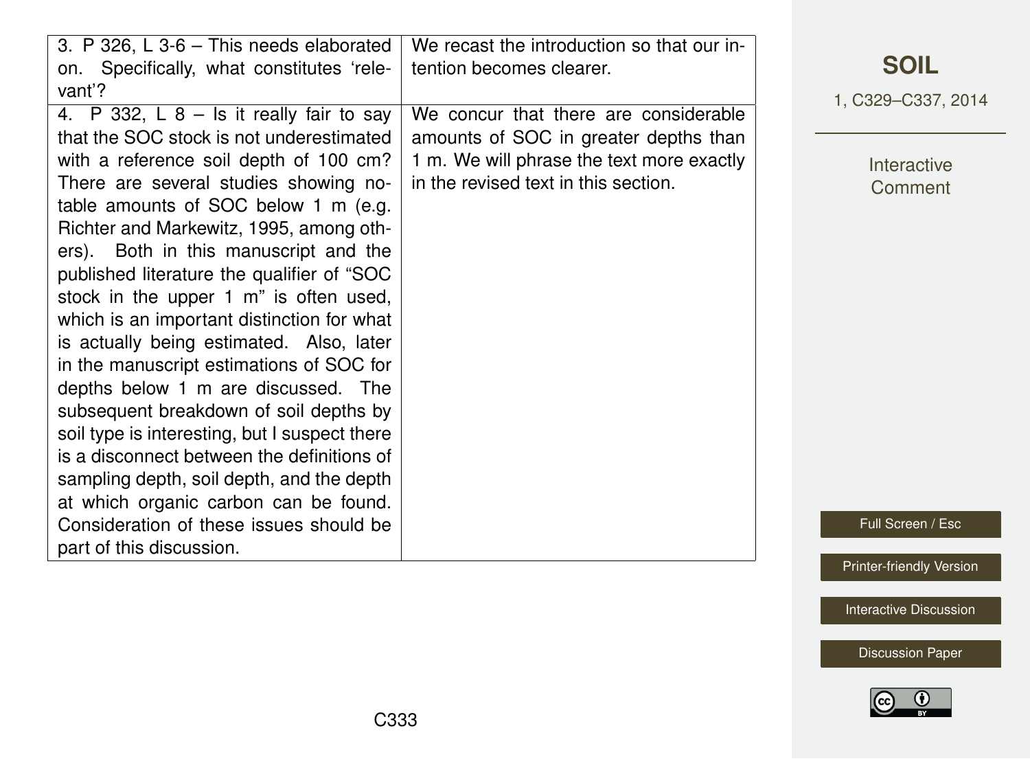| | |
|---|---|
| 3. P 326, L 3-6 – This needs elaborated on. Specifically, what constitutes 'relevant'? | We recast the introduction so that our intention becomes clearer. |
| 4. P 332, L 8 – Is it really fair to say that the SOC stock is not underestimated with a reference soil depth of 100 cm? There are several studies showing notable amounts of SOC below 1 m (e.g. Richter and Markewitz, 1995, among others). Both in this manuscript and the published literature the qualifier of "SOC stock in the upper 1 m" is often used, which is an important distinction for what is actually being estimated. Also, later in the manuscript estimations of SOC for depths below 1 m are discussed. The subsequent breakdown of soil depths by soil type is interesting, but I suspect there is a disconnect between the definitions of sampling depth, soil depth, and the depth at which organic carbon can be found. Consideration of these issues should be part of this discussion. | We concur that there are considerable amounts of SOC in greater depths than 1 m. We will phrase the text more exactly in the revised text in this section. |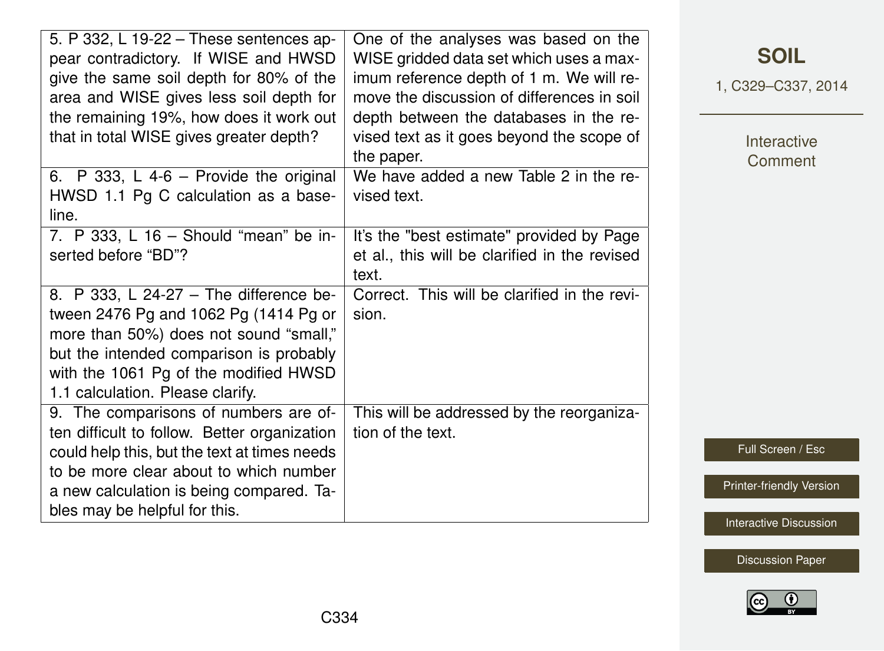| | |
|---|---|
| 5. P 332, L 19-22 – These sentences appear contradictory. If WISE and HWSD give the same soil depth for 80% of the area and WISE gives less soil depth for the remaining 19%, how does it work out that in total WISE gives greater depth? | One of the analyses was based on the WISE gridded data set which uses a maximum reference depth of 1 m. We will remove the discussion of differences in soil depth between the databases in the revised text as it goes beyond the scope of the paper. |
| 6. P 333, L 4-6 – Provide the original HWSD 1.1 Pg C calculation as a baseline. | We have added a new Table 2 in the revised text. |
| 7. P 333, L 16 – Should "mean" be inserted before "BD"? | It's the "best estimate" provided by Page et al., this will be clarified in the revised text. |
| 8. P 333, L 24-27 – The difference between 2476 Pg and 1062 Pg (1414 Pg or more than 50%) does not sound "small," but the intended comparison is probably with the 1061 Pg of the modified HWSD 1.1 calculation. Please clarify. | Correct. This will be clarified in the revision. |
| 9. The comparisons of numbers are often difficult to follow. Better organization could help this, but the text at times needs to be more clear about to which number a new calculation is being compared. Tables may be helpful for this. | This will be addressed by the reorganization of the text. |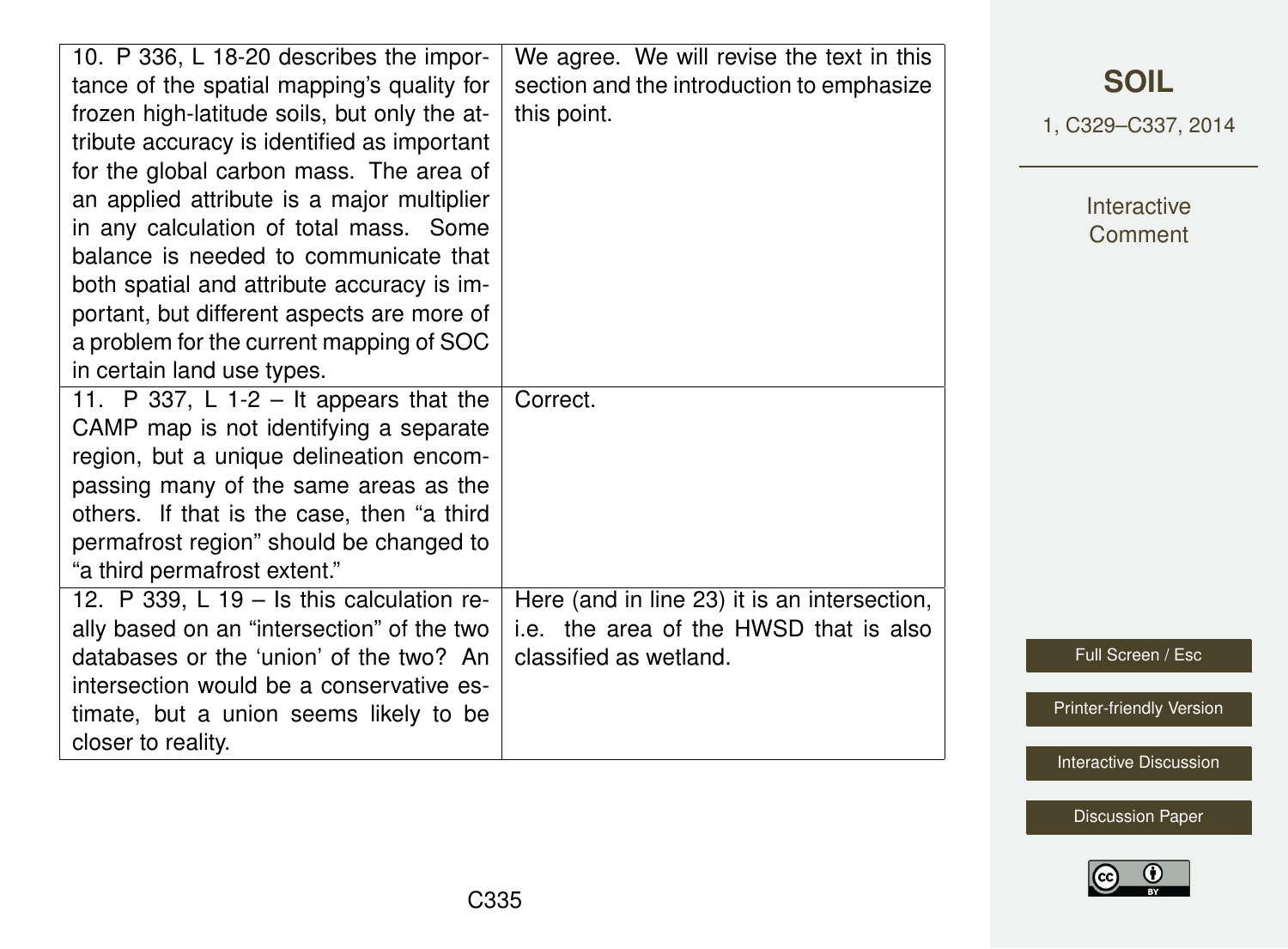| | |
|---|---|
| 10. P 336, L 18-20 describes the importance of the spatial mapping's quality for frozen high-latitude soils, but only the attribute accuracy is identified as important for the global carbon mass. The area of an applied attribute is a major multiplier in any calculation of total mass. Some balance is needed to communicate that both spatial and attribute accuracy is important, but different aspects are more of a problem for the current mapping of SOC in certain land use types. | We agree. We will revise the text in this section and the introduction to emphasize this point. |
| 11. P 337, L 1-2 – It appears that the CAMP map is not identifying a separate region, but a unique delineation encompassing many of the same areas as the others. If that is the case, then "a third permafrost region" should be changed to "a third permafrost extent." | Correct. |
| 12. P 339, L 19 – Is this calculation really based on an "intersection" of the two databases or the 'union' of the two? An intersection would be a conservative estimate, but a union seems likely to be closer to reality. | Here (and in line 23) it is an intersection, i.e. the area of the HWSD that is also classified as wetland. |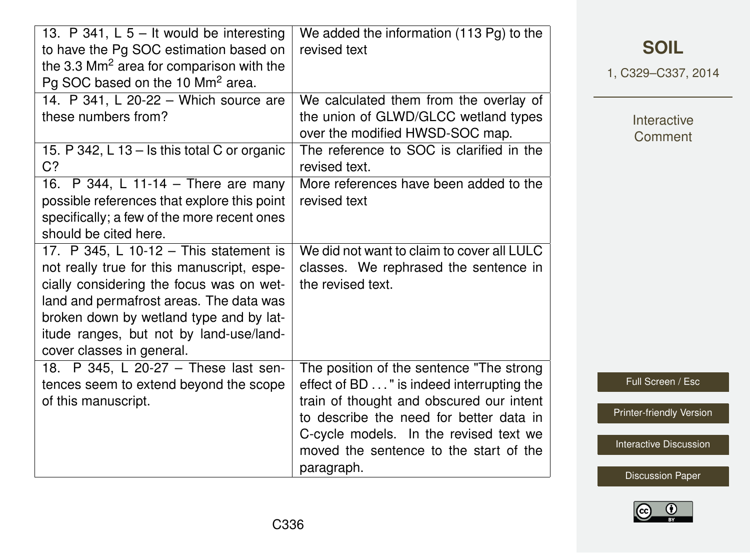| | |
|---|---|
| 13. P 341, L 5 – It would be interesting to have the Pg SOC estimation based on the 3.3 $Mm^2$ area for comparison with the Pg SOC based on the 10 $Mm^2$ area. | We added the information (113 Pg) to the revised text |
| 14. P 341, L 20-22 – Which source are these numbers from? | We calculated them from the overlay of the union of GLWD/GLCC wetland types over the modified HWSD-SOC map. |
| 15. P 342, L 13 – Is this total C or organic C? | The reference to SOC is clarified in the revised text. |
| 16. P 344, L 11-14 – There are many possible references that explore this point specifically; a few of the more recent ones should be cited here. | More references have been added to the revised text |
| 17. P 345, L 10-12 – This statement is not really true for this manuscript, especially considering the focus was on wetland and permafrost areas. The data was broken down by wetland type and by latitude ranges, but not by land-use/land-cover classes in general. | We did not want to claim to cover all LULC classes. We rephrased the sentence in the revised text. |
| 18. P 345, L 20-27 – These last sentences seem to extend beyond the scope of this manuscript. | The position of the sentence "The strong effect of BD . . . " is indeed interrupting the train of thought and obscured our intent to describe the need for better data in C-cycle models. In the revised text we moved the sentence to the start of the paragraph. |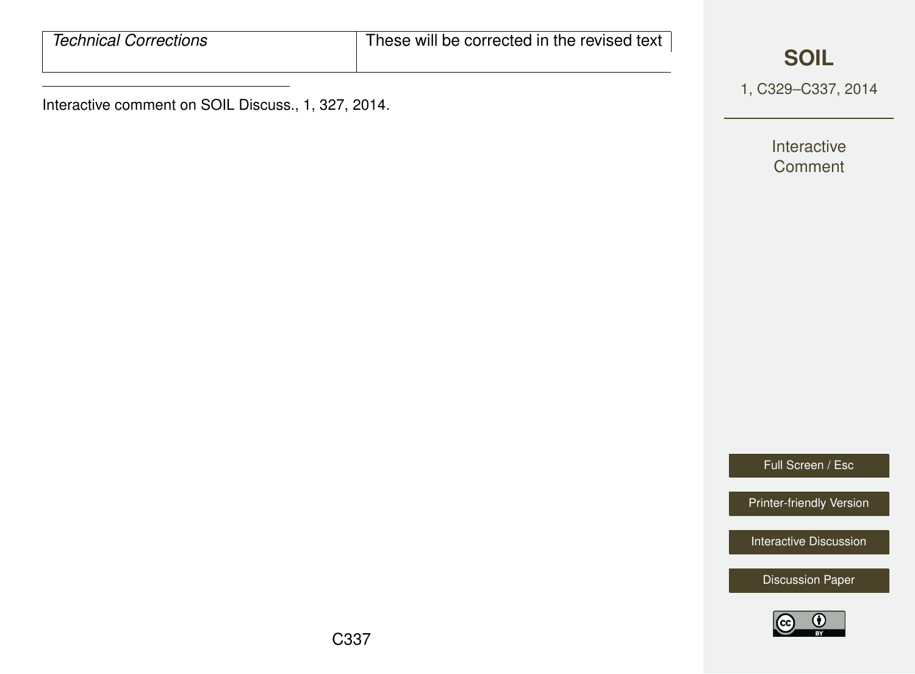| | |
|---|---|
| *Technical Corrections* | These will be corrected in the revised text |

Interactive comment on SOIL Discuss., 1, 327, 2014.